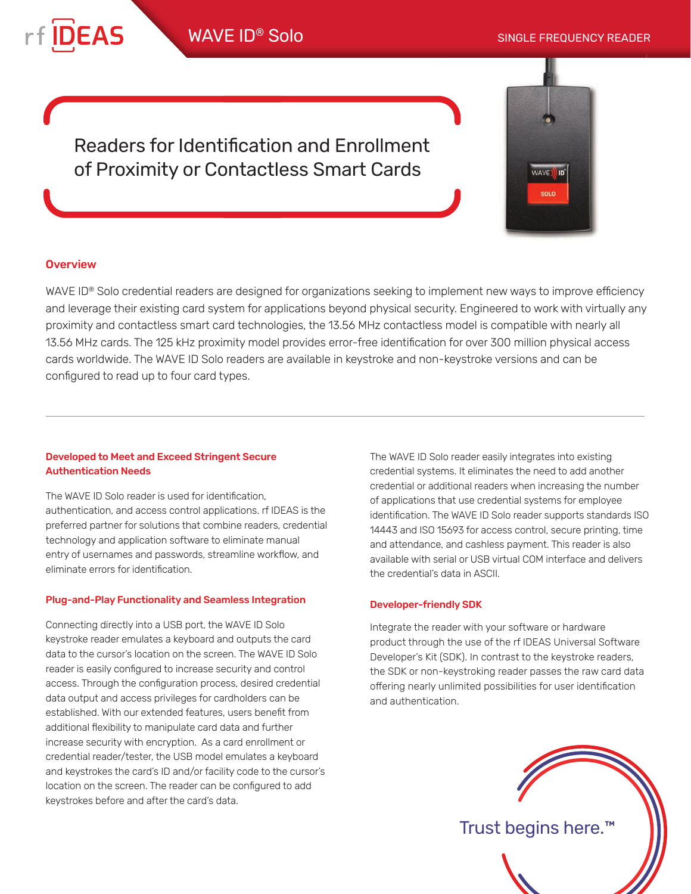# WAVE ID® Solo

SINGLE FREQUENCY READER

## Readers for Identification and Enrollment of Proximity or Contactless Smart Cards

### Overview

WAVE ID® Solo credential readers are designed for organizations seeking to implement new ways to improve efficiency and leverage their existing card system for applications beyond physical security. Engineered to work with virtually any proximity and contactless smart card technologies, the 13.56 MHz contactless model is compatible with nearly all 13.56 MHz cards. The 125 kHz proximity model provides error-free identification for over 300 million physical access cards worldwide. The WAVE ID Solo readers are available in keystroke and non-keystroke versions and can be configured to read up to four card types.

---

### Developed to Meet and Exceed Stringent Secure Authentication Needs

The WAVE ID Solo reader is used for identification, authentication, and access control applications. rf IDEAS is the preferred partner for solutions that combine readers, credential technology and application software to eliminate manual entry of usernames and passwords, streamline workflow, and eliminate errors for identification.

### Plug-and-Play Functionality and Seamless Integration

Connecting directly into a USB port, the WAVE ID Solo keystroke reader emulates a keyboard and outputs the card data to the cursor's location on the screen. The WAVE ID Solo reader is easily configured to increase security and control access. Through the configuration process, desired credential data output and access privileges for cardholders can be established. With our extended features, users benefit from additional flexibility to manipulate card data and further increase security with encryption. As a card enrollment or credential reader/tester, the USB model emulates a keyboard and keystrokes the card's ID and/or facility code to the cursor's location on the screen. The reader can be configured to add keystrokes before and after the card's data.

The WAVE ID Solo reader easily integrates into existing credential systems. It eliminates the need to add another credential or additional readers when increasing the number of applications that use credential systems for employee identification. The WAVE ID Solo reader supports standards ISO 14443 and ISO 15693 for access control, secure printing, time and attendance, and cashless payment. This reader is also available with serial or USB virtual COM interface and delivers the credential's data in ASCII.

### Developer-friendly SDK

Integrate the reader with your software or hardware product through the use of the rf IDEAS Universal Software Developer's Kit (SDK). In contrast to the keystroke readers, the SDK or non-keystroking reader passes the raw card data offering nearly unlimited possibilities for user identification and authentication.

Trust begins here.™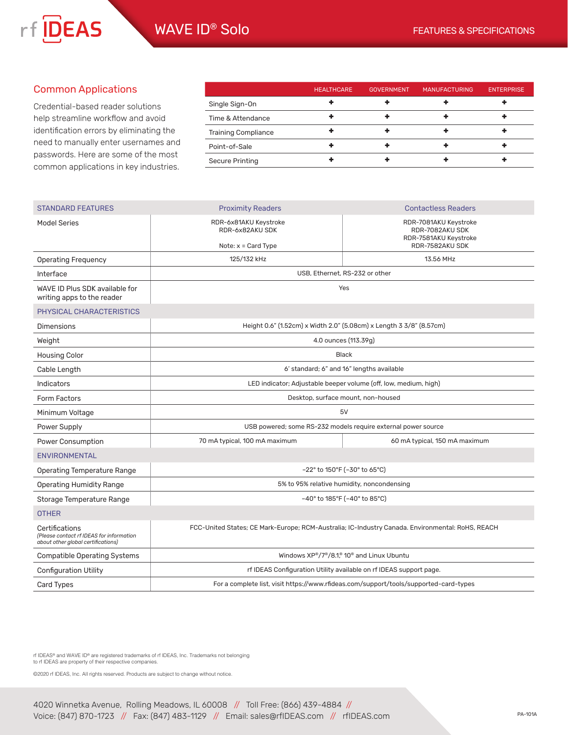# WAVE ID® Solo

FEATURES & SPECIFICATIONS

## Common Applications

Credential-based reader solutions help streamline workflow and avoid identification errors by eliminating the need to manually enter usernames and passwords. Here are some of the most common applications in key industries.

| | HEALTHCARE | GOVERNMENT | MANUFACTURING | ENTERPRISE |
|---|---|---|---|---|
| Single Sign-On | + | + | + | + |
| Time & Attendance | + | + | + | + |
| Training Compliance | + | + | + | + |
| Point-of-Sale | + | + | + | + |
| Secure Printing | + | + | + | + |

| STANDARD FEATURES | Proximity Readers | Contactless Readers |
|---|---|---|
| Model Series | RDR-6x81AKU Keystroke<br>RDR-6x82AKU SDK<br><br>Note: x = Card Type | RDR-7081AKU Keystroke<br>RDR-7082AKU SDK<br>RDR-7581AKU Keystroke<br>RDR-7582AKU SDK |
| Operating Frequency | 125/132 kHz | 13.56 MHz |
| Interface | USB, Ethernet, RS-232 or other | |
| WAVE ID Plus SDK available for writing apps to the reader | Yes | |
| **PHYSICAL CHARACTERISTICS** | | |
| Dimensions | Height 0.6" (1.52cm) x Width 2.0" (5.08cm) x Length 3 3/8" (8.57cm) | |
| Weight | 4.0 ounces (113.39g) | |
| Housing Color | Black | |
| Cable Length | 6' standard; 6" and 16" lengths available | |
| Indicators | LED indicator; Adjustable beeper volume (off, low, medium, high) | |
| Form Factors | Desktop, surface mount, non-housed | |
| Minimum Voltage | 5V | |
| Power Supply | USB powered; some RS-232 models require external power source | |
| Power Consumption | 70 mA typical, 100 mA maximum | 60 mA typical, 150 mA maximum |
| **ENVIRONMENTAL** | | |
| Operating Temperature Range | -22° to 150°F (-30° to 65°C) | |
| Operating Humidity Range | 5% to 95% relative humidity, noncondensing | |
| Storage Temperature Range | -40° to 185°F (-40° to 85°C) | |
| **OTHER** | | |
| Certifications<br>*(Please contact rf IDEAS for information about other global certifications)* | FCC-United States; CE Mark-Europe; RCM-Australia; IC-Industry Canada. Environmental: RoHS, REACH | |
| Compatible Operating Systems | Windows XP®/7®/8.1,® 10® and Linux Ubuntu | |
| Configuration Utility | rf IDEAS Configuration Utility available on rf IDEAS support page. | |
| Card Types | For a complete list, visit https://www.rfideas.com/support/tools/supported-card-types | |

rf IDEAS® and WAVE ID® are registered trademarks of rf IDEAS, Inc. Trademarks not belonging to rf IDEAS are property of their respective companies.

©2020 rf IDEAS, Inc. All rights reserved. Products are subject to change without notice.

4020 Winnetka Avenue, Rolling Meadows, IL 60008 // Toll Free: (866) 439-4884 //
Voice: (847) 870-1723 // Fax: (847) 483-1129 // Email: sales@rfIDEAS.com // rfIDEAS.com

PA-101A